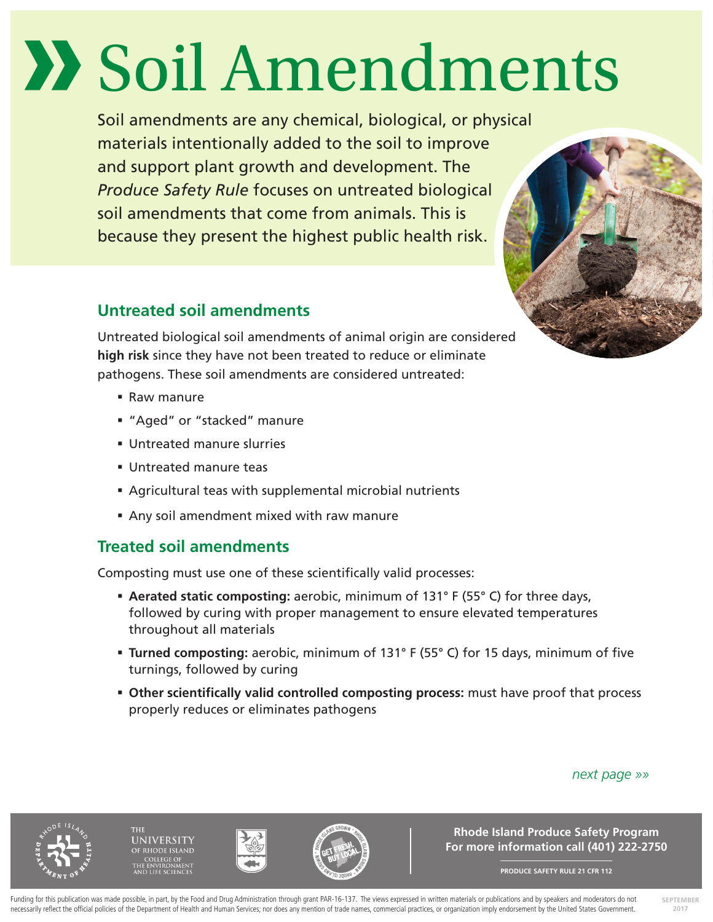# Soil Amendments

Soil amendments are any chemical, biological, or physical materials intentionally added to the soil to improve and support plant growth and development. The *Produce Safety Rule* focuses on untreated biological soil amendments that come from animals. This is because they present the highest public health risk.

## Untreated soil amendments

Untreated biological soil amendments of animal origin are considered **high risk** since they have not been treated to reduce or eliminate pathogens. These soil amendments are considered untreated:

- Raw manure
- "Aged" or "stacked" manure
- Untreated manure slurries
- Untreated manure teas
- Agricultural teas with supplemental microbial nutrients
- Any soil amendment mixed with raw manure

## Treated soil amendments

Composting must use one of these scientifically valid processes:

- **Aerated static composting:** aerobic, minimum of 131° F (55° C) for three days, followed by curing with proper management to ensure elevated temperatures throughout all materials
- **Turned composting:** aerobic, minimum of 131° F (55° C) for 15 days, minimum of five turnings, followed by curing
- **Other scientifically valid controlled composting process:** must have proof that process properly reduces or eliminates pathogens

*next page »»*

**Rhode Island Produce Safety Program**
**For more information call (401) 222-2750**

PRODUCE SAFETY RULE 21 CFR 112

Funding for this publication was made possible, in part, by the Food and Drug Administration through grant PAR-16-137. The views expressed in written materials or publications and by speakers and moderators do not necessarily reflect the official policies of the Department of Health and Human Services; nor does any mention of trade names, commercial practices, or organization imply endorsement by the United States Government.

SEPTEMBER 2017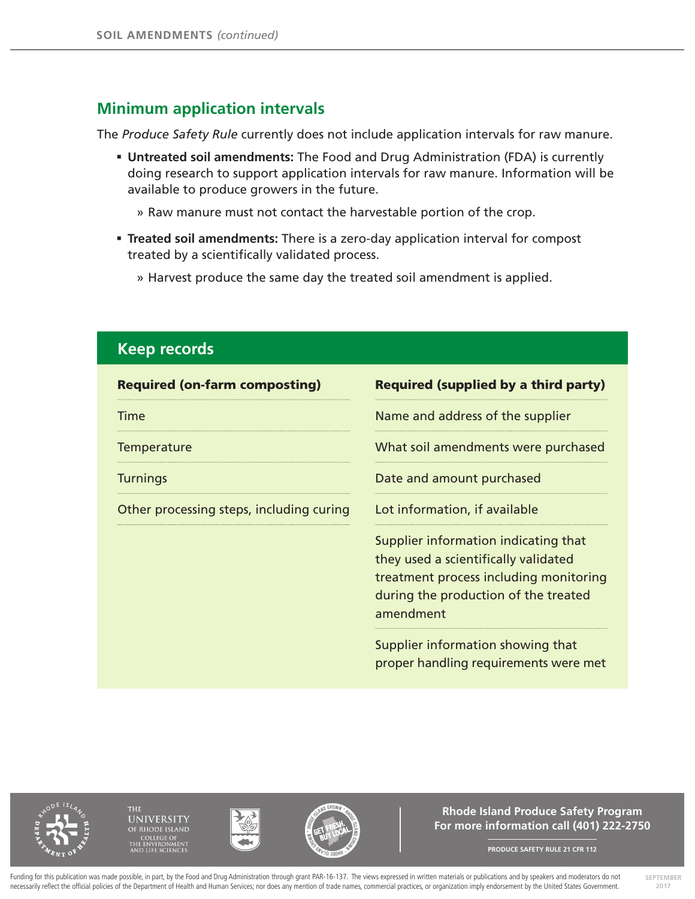## Minimum application intervals

The *Produce Safety Rule* currently does not include application intervals for raw manure.

- **Untreated soil amendments:** The Food and Drug Administration (FDA) is currently doing research to support application intervals for raw manure. Information will be available to produce growers in the future.
  - Raw manure must not contact the harvestable portion of the crop.
- **Treated soil amendments:** There is a zero-day application interval for compost treated by a scientifically validated process.
  - Harvest produce the same day the treated soil amendment is applied.

## Keep records

| Required (on-farm composting) | Required (supplied by a third party) |
|---|---|
| Time | Name and address of the supplier |
| Temperature | What soil amendments were purchased |
| Turnings | Date and amount purchased |
| Other processing steps, including curing | Lot information, if available |
| | Supplier information indicating that they used a scientifically validated treatment process including monitoring during the production of the treated amendment |
| | Supplier information showing that proper handling requirements were met |

**Rhode Island Produce Safety Program**
**For more information call (401) 222-2750**

PRODUCE SAFETY RULE 21 CFR 112

Funding for this publication was made possible, in part, by the Food and Drug Administration through grant PAR-16-137. The views expressed in written materials or publications and by speakers and moderators do not necessarily reflect the official policies of the Department of Health and Human Services; nor does any mention of trade names, commercial practices, or organization imply endorsement by the United States Government.

SEPTEMBER 2017